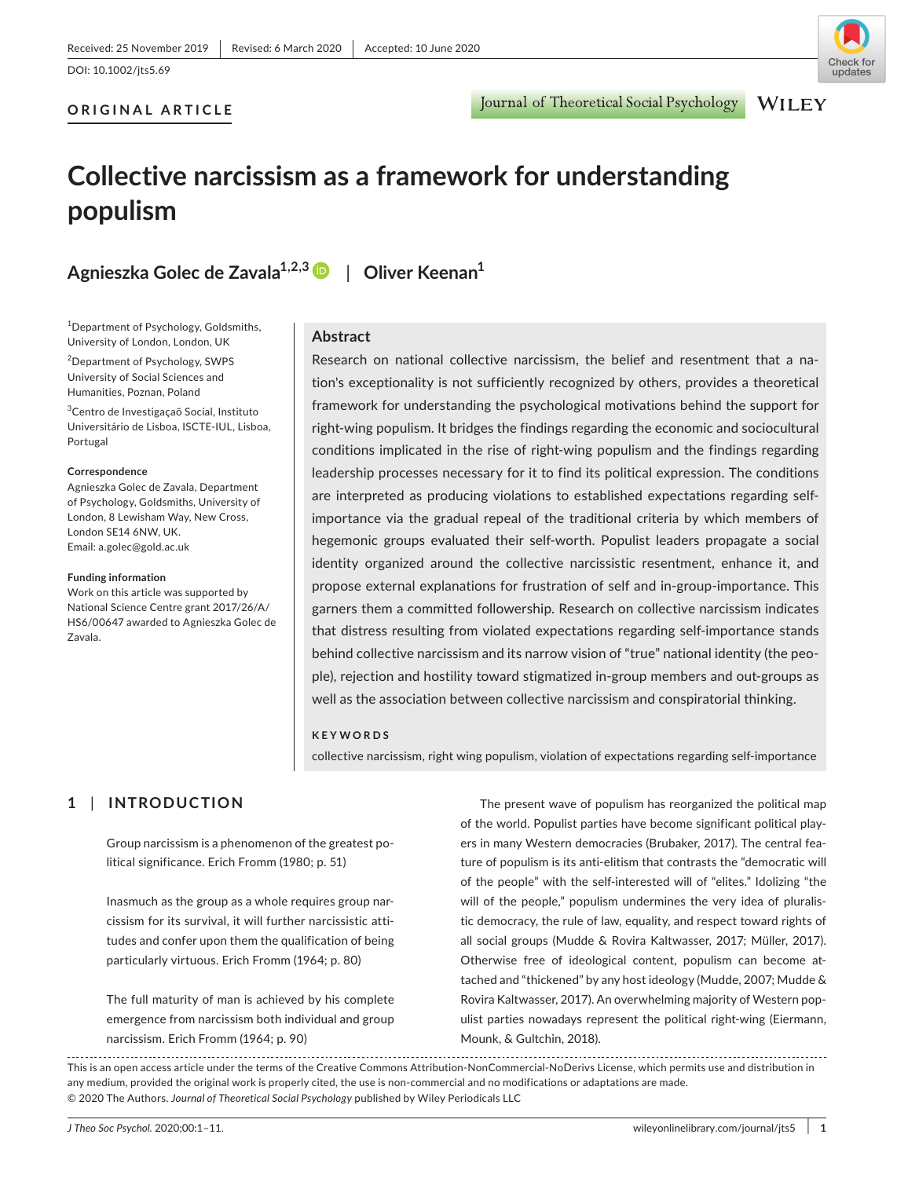Received: 25 November 2019 | Revised: 6 March 2020 | Accepted: 10 June 2020

DOI: 10.1002/jts5.69

**ORIGINAL ARTICLE**

# Collective narcissism as a framework for understanding populism

**Agnieszka Golec de Zavala**[1,2,3] | **Oliver Keenan**[1]

[1]Department of Psychology, Goldsmiths, University of London, London, UK

[2]Department of Psychology, SWPS University of Social Sciences and Humanities, Poznan, Poland

[3]Centro de Investigaçaõ Social, Instituto Universitário de Lisboa, ISCTE-IUL, Lisboa, Portugal

**Correspondence**
Agnieszka Golec de Zavala, Department of Psychology, Goldsmiths, University of London, 8 Lewisham Way, New Cross, London SE14 6NW, UK.
Email: a.golec@gold.ac.uk

**Funding information**
Work on this article was supported by National Science Centre grant 2017/26/A/HS6/00647 awarded to Agnieszka Golec de Zavala.

## Abstract

Research on national collective narcissism, the belief and resentment that a nation's exceptionality is not sufficiently recognized by others, provides a theoretical framework for understanding the psychological motivations behind the support for right-wing populism. It bridges the findings regarding the economic and sociocultural conditions implicated in the rise of right-wing populism and the findings regarding leadership processes necessary for it to find its political expression. The conditions are interpreted as producing violations to established expectations regarding self-importance via the gradual repeal of the traditional criteria by which members of hegemonic groups evaluated their self-worth. Populist leaders propagate a social identity organized around the collective narcissistic resentment, enhance it, and propose external explanations for frustration of self and in-group-importance. This garners them a committed followership. Research on collective narcissism indicates that distress resulting from violated expectations regarding self-importance stands behind collective narcissism and its narrow vision of "true" national identity (the people), rejection and hostility toward stigmatized in-group members and out-groups as well as the association between collective narcissism and conspiratorial thinking.

**KEYWORDS**

collective narcissism, right wing populism, violation of expectations regarding self-importance

## 1 | INTRODUCTION

> Group narcissism is a phenomenon of the greatest political significance. Erich Fromm (1980; p. 51)

> Inasmuch as the group as a whole requires group narcissism for its survival, it will further narcissistic attitudes and confer upon them the qualification of being particularly virtuous. Erich Fromm (1964; p. 80)

> The full maturity of man is achieved by his complete emergence from narcissism both individual and group narcissism. Erich Fromm (1964; p. 90)

The present wave of populism has reorganized the political map of the world. Populist parties have become significant political players in many Western democracies (Brubaker, 2017). The central feature of populism is its anti-elitism that contrasts the "democratic will of the people" with the self-interested will of "elites." Idolizing "the will of the people," populism undermines the very idea of pluralistic democracy, the rule of law, equality, and respect toward rights of all social groups (Mudde & Rovira Kaltwasser, 2017; Müller, 2017). Otherwise free of ideological content, populism can become attached and "thickened" by any host ideology (Mudde, 2007; Mudde & Rovira Kaltwasser, 2017). An overwhelming majority of Western populist parties nowadays represent the political right-wing (Eiermann, Mounk, & Gultchin, 2018).

This is an open access article under the terms of the Creative Commons Attribution-NonCommercial-NoDerivs License, which permits use and distribution in any medium, provided the original work is properly cited, the use is non-commercial and no modifications or adaptations are made.
© 2020 The Authors. *Journal of Theoretical Social Psychology* published by Wiley Periodicals LLC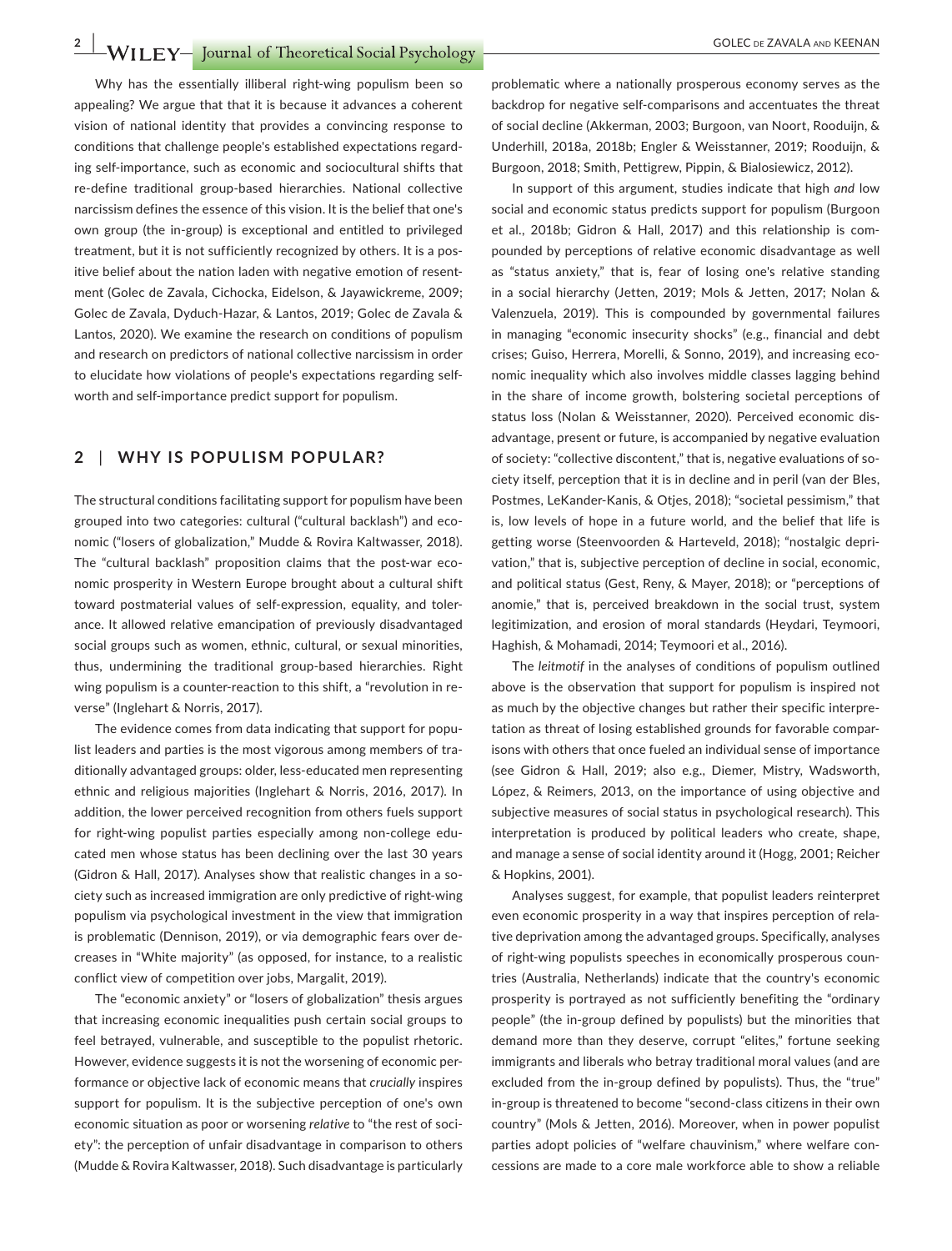Why has the essentially illiberal right-wing populism been so appealing? We argue that that it is because it advances a coherent vision of national identity that provides a convincing response to conditions that challenge people's established expectations regarding self-importance, such as economic and sociocultural shifts that re-define traditional group-based hierarchies. National collective narcissism defines the essence of this vision. It is the belief that one's own group (the in-group) is exceptional and entitled to privileged treatment, but it is not sufficiently recognized by others. It is a positive belief about the nation laden with negative emotion of resentment (Golec de Zavala, Cichocka, Eidelson, & Jayawickreme, 2009; Golec de Zavala, Dyduch-Hazar, & Lantos, 2019; Golec de Zavala & Lantos, 2020). We examine the research on conditions of populism and research on predictors of national collective narcissism in order to elucidate how violations of people's expectations regarding self-worth and self-importance predict support for populism.

## 2 | WHY IS POPULISM POPULAR?

The structural conditions facilitating support for populism have been grouped into two categories: cultural ("cultural backlash") and economic ("losers of globalization," Mudde & Rovira Kaltwasser, 2018). The "cultural backlash" proposition claims that the post-war economic prosperity in Western Europe brought about a cultural shift toward postmaterial values of self-expression, equality, and tolerance. It allowed relative emancipation of previously disadvantaged social groups such as women, ethnic, cultural, or sexual minorities, thus, undermining the traditional group-based hierarchies. Right wing populism is a counter-reaction to this shift, a "revolution in reverse" (Inglehart & Norris, 2017).

The evidence comes from data indicating that support for populist leaders and parties is the most vigorous among members of traditionally advantaged groups: older, less-educated men representing ethnic and religious majorities (Inglehart & Norris, 2016, 2017). In addition, the lower perceived recognition from others fuels support for right-wing populist parties especially among non-college educated men whose status has been declining over the last 30 years (Gidron & Hall, 2017). Analyses show that realistic changes in a society such as increased immigration are only predictive of right-wing populism via psychological investment in the view that immigration is problematic (Dennison, 2019), or via demographic fears over decreases in "White majority" (as opposed, for instance, to a realistic conflict view of competition over jobs, Margalit, 2019).

The "economic anxiety" or "losers of globalization" thesis argues that increasing economic inequalities push certain social groups to feel betrayed, vulnerable, and susceptible to the populist rhetoric. However, evidence suggests it is not the worsening of economic performance or objective lack of economic means that *crucially* inspires support for populism. It is the subjective perception of one's own economic situation as poor or worsening *relative* to "the rest of society": the perception of unfair disadvantage in comparison to others (Mudde & Rovira Kaltwasser, 2018). Such disadvantage is particularly problematic where a nationally prosperous economy serves as the backdrop for negative self-comparisons and accentuates the threat of social decline (Akkerman, 2003; Burgoon, van Noort, Rooduijn, & Underhill, 2018a, 2018b; Engler & Weisstanner, 2019; Rooduijn, & Burgoon, 2018; Smith, Pettigrew, Pippin, & Bialosiewicz, 2012).

In support of this argument, studies indicate that high *and* low social and economic status predicts support for populism (Burgoon et al., 2018b; Gidron & Hall, 2017) and this relationship is compounded by perceptions of relative economic disadvantage as well as "status anxiety," that is, fear of losing one's relative standing in a social hierarchy (Jetten, 2019; Mols & Jetten, 2017; Nolan & Valenzuela, 2019). This is compounded by governmental failures in managing "economic insecurity shocks" (e.g., financial and debt crises; Guiso, Herrera, Morelli, & Sonno, 2019), and increasing economic inequality which also involves middle classes lagging behind in the share of income growth, bolstering societal perceptions of status loss (Nolan & Weisstanner, 2020). Perceived economic disadvantage, present or future, is accompanied by negative evaluation of society: "collective discontent," that is, negative evaluations of society itself, perception that it is in decline and in peril (van der Bles, Postmes, LeKander-Kanis, & Otjes, 2018); "societal pessimism," that is, low levels of hope in a future world, and the belief that life is getting worse (Steenvoorden & Harteveld, 2018); "nostalgic deprivation," that is, subjective perception of decline in social, economic, and political status (Gest, Reny, & Mayer, 2018); or "perceptions of anomie," that is, perceived breakdown in the social trust, system legitimization, and erosion of moral standards (Heydari, Teymoori, Haghish, & Mohamadi, 2014; Teymoori et al., 2016).

The *leitmotif* in the analyses of conditions of populism outlined above is the observation that support for populism is inspired not as much by the objective changes but rather their specific interpretation as threat of losing established grounds for favorable comparisons with others that once fueled an individual sense of importance (see Gidron & Hall, 2019; also e.g., Diemer, Mistry, Wadsworth, López, & Reimers, 2013, on the importance of using objective and subjective measures of social status in psychological research). This interpretation is produced by political leaders who create, shape, and manage a sense of social identity around it (Hogg, 2001; Reicher & Hopkins, 2001).

Analyses suggest, for example, that populist leaders reinterpret even economic prosperity in a way that inspires perception of relative deprivation among the advantaged groups. Specifically, analyses of right-wing populists speeches in economically prosperous countries (Australia, Netherlands) indicate that the country's economic prosperity is portrayed as not sufficiently benefiting the "ordinary people" (the in-group defined by populists) but the minorities that demand more than they deserve, corrupt "elites," fortune seeking immigrants and liberals who betray traditional moral values (and are excluded from the in-group defined by populists). Thus, the "true" in-group is threatened to become "second-class citizens in their own country" (Mols & Jetten, 2016). Moreover, when in power populist parties adopt policies of "welfare chauvinism," where welfare concessions are made to a core male workforce able to show a reliable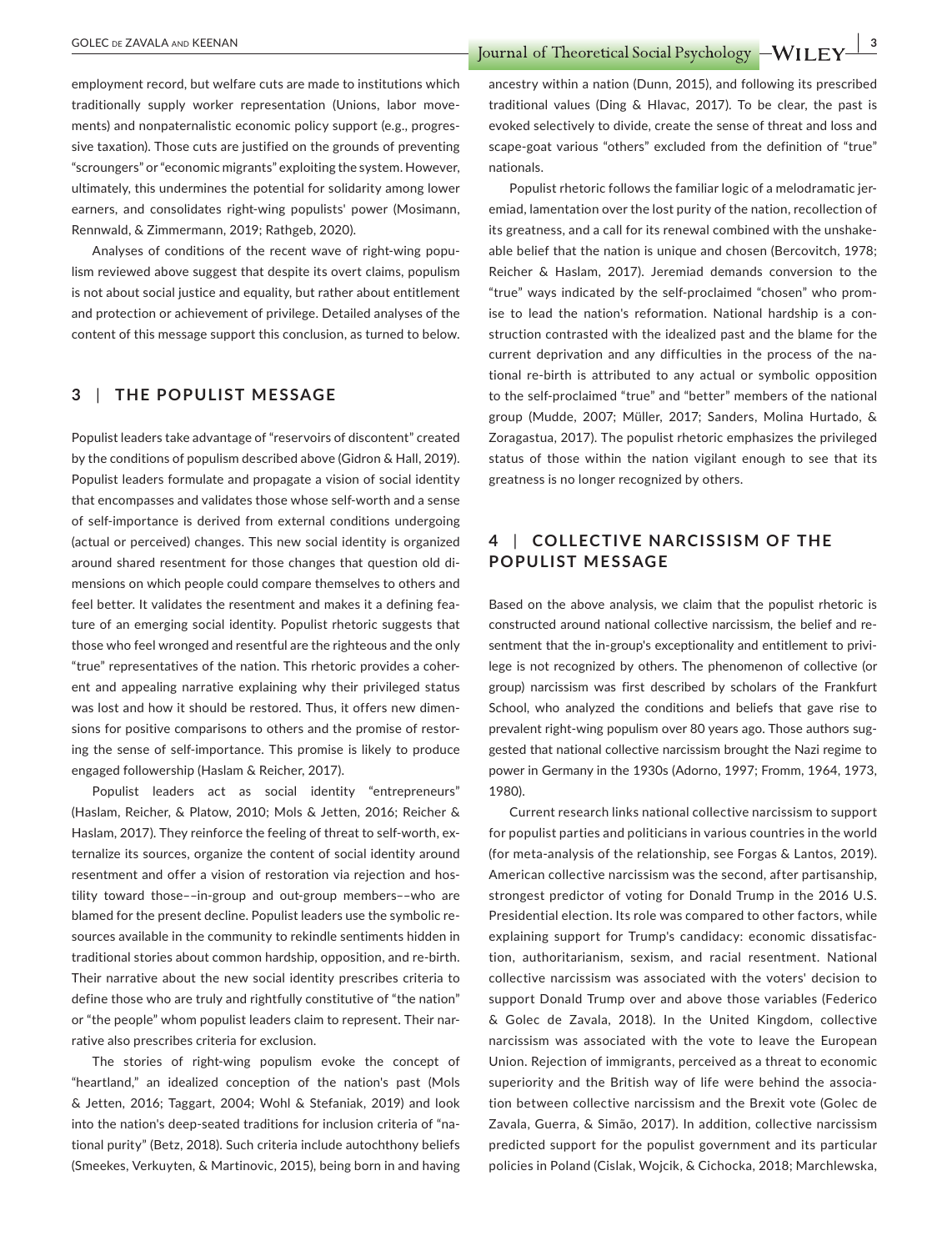employment record, but welfare cuts are made to institutions which traditionally supply worker representation (Unions, labor movements) and nonpaternalistic economic policy support (e.g., progressive taxation). Those cuts are justified on the grounds of preventing "scroungers" or "economic migrants" exploiting the system. However, ultimately, this undermines the potential for solidarity among lower earners, and consolidates right-wing populists' power (Mosimann, Rennwald, & Zimmermann, 2019; Rathgeb, 2020).

Analyses of conditions of the recent wave of right-wing populism reviewed above suggest that despite its overt claims, populism is not about social justice and equality, but rather about entitlement and protection or achievement of privilege. Detailed analyses of the content of this message support this conclusion, as turned to below.

## 3 | THE POPULIST MESSAGE

Populist leaders take advantage of "reservoirs of discontent" created by the conditions of populism described above (Gidron & Hall, 2019). Populist leaders formulate and propagate a vision of social identity that encompasses and validates those whose self-worth and a sense of self-importance is derived from external conditions undergoing (actual or perceived) changes. This new social identity is organized around shared resentment for those changes that question old dimensions on which people could compare themselves to others and feel better. It validates the resentment and makes it a defining feature of an emerging social identity. Populist rhetoric suggests that those who feel wronged and resentful are the righteous and the only "true" representatives of the nation. This rhetoric provides a coherent and appealing narrative explaining why their privileged status was lost and how it should be restored. Thus, it offers new dimensions for positive comparisons to others and the promise of restoring the sense of self-importance. This promise is likely to produce engaged followership (Haslam & Reicher, 2017).

Populist leaders act as social identity "entrepreneurs" (Haslam, Reicher, & Platow, 2010; Mols & Jetten, 2016; Reicher & Haslam, 2017). They reinforce the feeling of threat to self-worth, externalize its sources, organize the content of social identity around resentment and offer a vision of restoration via rejection and hostility toward those––in-group and out-group members––who are blamed for the present decline. Populist leaders use the symbolic resources available in the community to rekindle sentiments hidden in traditional stories about common hardship, opposition, and re-birth. Their narrative about the new social identity prescribes criteria to define those who are truly and rightfully constitutive of "the nation" or "the people" whom populist leaders claim to represent. Their narrative also prescribes criteria for exclusion.

The stories of right-wing populism evoke the concept of "heartland," an idealized conception of the nation's past (Mols & Jetten, 2016; Taggart, 2004; Wohl & Stefaniak, 2019) and look into the nation's deep-seated traditions for inclusion criteria of "national purity" (Betz, 2018). Such criteria include autochthony beliefs (Smeekes, Verkuyten, & Martinovic, 2015), being born in and having ancestry within a nation (Dunn, 2015), and following its prescribed traditional values (Ding & Hlavac, 2017). To be clear, the past is evoked selectively to divide, create the sense of threat and loss and scape-goat various "others" excluded from the definition of "true" nationals.

Populist rhetoric follows the familiar logic of a melodramatic jeremiad, lamentation over the lost purity of the nation, recollection of its greatness, and a call for its renewal combined with the unshakeable belief that the nation is unique and chosen (Bercovitch, 1978; Reicher & Haslam, 2017). Jeremiad demands conversion to the "true" ways indicated by the self-proclaimed "chosen" who promise to lead the nation's reformation. National hardship is a construction contrasted with the idealized past and the blame for the current deprivation and any difficulties in the process of the national re-birth is attributed to any actual or symbolic opposition to the self-proclaimed "true" and "better" members of the national group (Mudde, 2007; Müller, 2017; Sanders, Molina Hurtado, & Zoragastua, 2017). The populist rhetoric emphasizes the privileged status of those within the nation vigilant enough to see that its greatness is no longer recognized by others.

## 4 | COLLECTIVE NARCISSISM OF THE POPULIST MESSAGE

Based on the above analysis, we claim that the populist rhetoric is constructed around national collective narcissism, the belief and resentment that the in-group's exceptionality and entitlement to privilege is not recognized by others. The phenomenon of collective (or group) narcissism was first described by scholars of the Frankfurt School, who analyzed the conditions and beliefs that gave rise to prevalent right-wing populism over 80 years ago. Those authors suggested that national collective narcissism brought the Nazi regime to power in Germany in the 1930s (Adorno, 1997; Fromm, 1964, 1973, 1980).

Current research links national collective narcissism to support for populist parties and politicians in various countries in the world (for meta-analysis of the relationship, see Forgas & Lantos, 2019). American collective narcissism was the second, after partisanship, strongest predictor of voting for Donald Trump in the 2016 U.S. Presidential election. Its role was compared to other factors, while explaining support for Trump's candidacy: economic dissatisfaction, authoritarianism, sexism, and racial resentment. National collective narcissism was associated with the voters' decision to support Donald Trump over and above those variables (Federico & Golec de Zavala, 2018). In the United Kingdom, collective narcissism was associated with the vote to leave the European Union. Rejection of immigrants, perceived as a threat to economic superiority and the British way of life were behind the association between collective narcissism and the Brexit vote (Golec de Zavala, Guerra, & Simão, 2017). In addition, collective narcissism predicted support for the populist government and its particular policies in Poland (Cislak, Wojcik, & Cichocka, 2018; Marchlewska,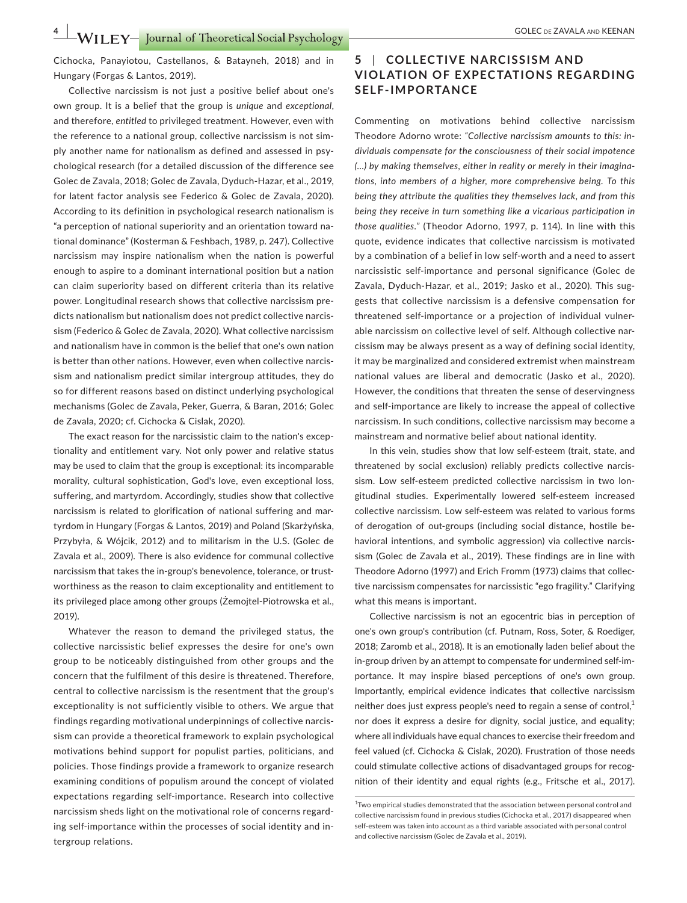Cichocka, Panayiotou, Castellanos, & Batayneh, 2018) and in Hungary (Forgas & Lantos, 2019).

Collective narcissism is not just a positive belief about one's own group. It is a belief that the group is *unique* and *exceptional*, and therefore, *entitled* to privileged treatment. However, even with the reference to a national group, collective narcissism is not simply another name for nationalism as defined and assessed in psychological research (for a detailed discussion of the difference see Golec de Zavala, 2018; Golec de Zavala, Dyduch-Hazar, et al., 2019, for latent factor analysis see Federico & Golec de Zavala, 2020). According to its definition in psychological research nationalism is "a perception of national superiority and an orientation toward national dominance" (Kosterman & Feshbach, 1989, p. 247). Collective narcissism may inspire nationalism when the nation is powerful enough to aspire to a dominant international position but a nation can claim superiority based on different criteria than its relative power. Longitudinal research shows that collective narcissism predicts nationalism but nationalism does not predict collective narcissism (Federico & Golec de Zavala, 2020). What collective narcissism and nationalism have in common is the belief that one's own nation is better than other nations. However, even when collective narcissism and nationalism predict similar intergroup attitudes, they do so for different reasons based on distinct underlying psychological mechanisms (Golec de Zavala, Peker, Guerra, & Baran, 2016; Golec de Zavala, 2020; cf. Cichocka & Cislak, 2020).

The exact reason for the narcissistic claim to the nation's exceptionality and entitlement vary. Not only power and relative status may be used to claim that the group is exceptional: its incomparable morality, cultural sophistication, God's love, even exceptional loss, suffering, and martyrdom. Accordingly, studies show that collective narcissism is related to glorification of national suffering and martyrdom in Hungary (Forgas & Lantos, 2019) and Poland (Skarżyńska, Przybyła, & Wójcik, 2012) and to militarism in the U.S. (Golec de Zavala et al., 2009). There is also evidence for communal collective narcissism that takes the in-group's benevolence, tolerance, or trustworthiness as the reason to claim exceptionality and entitlement to its privileged place among other groups (Żemojtel-Piotrowska et al., 2019).

Whatever the reason to demand the privileged status, the collective narcissistic belief expresses the desire for one's own group to be noticeably distinguished from other groups and the concern that the fulfilment of this desire is threatened. Therefore, central to collective narcissism is the resentment that the group's exceptionality is not sufficiently visible to others. We argue that findings regarding motivational underpinnings of collective narcissism can provide a theoretical framework to explain psychological motivations behind support for populist parties, politicians, and policies. Those findings provide a framework to organize research examining conditions of populism around the concept of violated expectations regarding self-importance. Research into collective narcissism sheds light on the motivational role of concerns regarding self-importance within the processes of social identity and intergroup relations.

## 5 | COLLECTIVE NARCISSISM AND VIOLATION OF EXPECTATIONS REGARDING SELF-IMPORTANCE

Commenting on motivations behind collective narcissism Theodore Adorno wrote: *"Collective narcissism amounts to this: individuals compensate for the consciousness of their social impotence (…) by making themselves, either in reality or merely in their imaginations, into members of a higher, more comprehensive being. To this being they attribute the qualities they themselves lack, and from this being they receive in turn something like a vicarious participation in those qualities."* (Theodor Adorno, 1997, p. 114). In line with this quote, evidence indicates that collective narcissism is motivated by a combination of a belief in low self-worth and a need to assert narcissistic self-importance and personal significance (Golec de Zavala, Dyduch-Hazar, et al., 2019; Jasko et al., 2020). This suggests that collective narcissism is a defensive compensation for threatened self-importance or a projection of individual vulnerable narcissism on collective level of self. Although collective narcissism may be always present as a way of defining social identity, it may be marginalized and considered extremist when mainstream national values are liberal and democratic (Jasko et al., 2020). However, the conditions that threaten the sense of deservingness and self-importance are likely to increase the appeal of collective narcissism. In such conditions, collective narcissism may become a mainstream and normative belief about national identity.

In this vein, studies show that low self-esteem (trait, state, and threatened by social exclusion) reliably predicts collective narcissism. Low self-esteem predicted collective narcissism in two longitudinal studies. Experimentally lowered self-esteem increased collective narcissism. Low self-esteem was related to various forms of derogation of out-groups (including social distance, hostile behavioral intentions, and symbolic aggression) via collective narcissism (Golec de Zavala et al., 2019). These findings are in line with Theodore Adorno (1997) and Erich Fromm (1973) claims that collective narcissism compensates for narcissistic "ego fragility." Clarifying what this means is important.

Collective narcissism is not an egocentric bias in perception of one's own group's contribution (cf. Putnam, Ross, Soter, & Roediger, 2018; Zaromb et al., 2018). It is an emotionally laden belief about the in-group driven by an attempt to compensate for undermined self-importance. It may inspire biased perceptions of one's own group. Importantly, empirical evidence indicates that collective narcissism neither does just express people's need to regain a sense of control,[1] nor does it express a desire for dignity, social justice, and equality; where all individuals have equal chances to exercise their freedom and feel valued (cf. Cichocka & Cislak, 2020). Frustration of those needs could stimulate collective actions of disadvantaged groups for recognition of their identity and equal rights (e.g., Fritsche et al., 2017).

[1]Two empirical studies demonstrated that the association between personal control and collective narcissism found in previous studies (Cichocka et al., 2017) disappeared when self-esteem was taken into account as a third variable associated with personal control and collective narcissism (Golec de Zavala et al., 2019).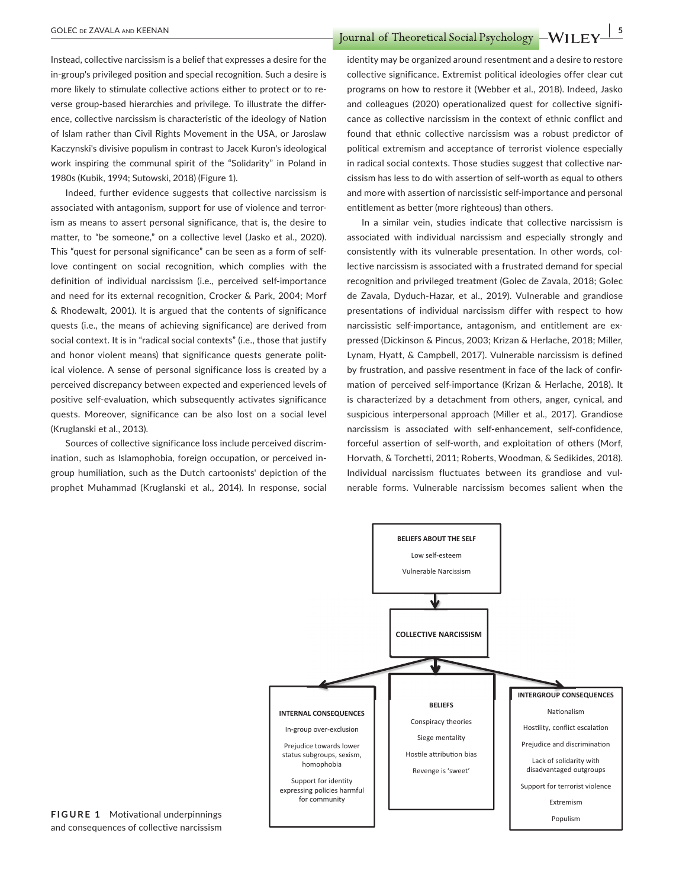Instead, collective narcissism is a belief that expresses a desire for the in-group's privileged position and special recognition. Such a desire is more likely to stimulate collective actions either to protect or to reverse group-based hierarchies and privilege. To illustrate the difference, collective narcissism is characteristic of the ideology of Nation of Islam rather than Civil Rights Movement in the USA, or Jaroslaw Kaczynski's divisive populism in contrast to Jacek Kuron's ideological work inspiring the communal spirit of the "Solidarity" in Poland in 1980s (Kubik, 1994; Sutowski, 2018) (Figure 1).

Indeed, further evidence suggests that collective narcissism is associated with antagonism, support for use of violence and terrorism as means to assert personal significance, that is, the desire to matter, to "be someone," on a collective level (Jasko et al., 2020). This "quest for personal significance" can be seen as a form of self-love contingent on social recognition, which complies with the definition of individual narcissism (i.e., perceived self-importance and need for its external recognition, Crocker & Park, 2004; Morf & Rhodewalt, 2001). It is argued that the contents of significance quests (i.e., the means of achieving significance) are derived from social context. It is in "radical social contexts" (i.e., those that justify and honor violent means) that significance quests generate political violence. A sense of personal significance loss is created by a perceived discrepancy between expected and experienced levels of positive self-evaluation, which subsequently activates significance quests. Moreover, significance can be also lost on a social level (Kruglanski et al., 2013).

Sources of collective significance loss include perceived discrimination, such as Islamophobia, foreign occupation, or perceived in-group humiliation, such as the Dutch cartoonists' depiction of the prophet Muhammad (Kruglanski et al., 2014). In response, social identity may be organized around resentment and a desire to restore collective significance. Extremist political ideologies offer clear cut programs on how to restore it (Webber et al., 2018). Indeed, Jasko and colleagues (2020) operationalized quest for collective significance as collective narcissism in the context of ethnic conflict and found that ethnic collective narcissism was a robust predictor of political extremism and acceptance of terrorist violence especially in radical social contexts. Those studies suggest that collective narcissism has less to do with assertion of self-worth as equal to others and more with assertion of narcissistic self-importance and personal entitlement as better (more righteous) than others.

In a similar vein, studies indicate that collective narcissism is associated with individual narcissism and especially strongly and consistently with its vulnerable presentation. In other words, collective narcissism is associated with a frustrated demand for special recognition and privileged treatment (Golec de Zavala, 2018; Golec de Zavala, Dyduch-Hazar, et al., 2019). Vulnerable and grandiose presentations of individual narcissism differ with respect to how narcissistic self-importance, antagonism, and entitlement are expressed (Dickinson & Pincus, 2003; Krizan & Herlache, 2018; Miller, Lynam, Hyatt, & Campbell, 2017). Vulnerable narcissism is defined by frustration, and passive resentment in face of the lack of confirmation of perceived self-importance (Krizan & Herlache, 2018). It is characterized by a detachment from others, anger, cynical, and suspicious interpersonal approach (Miller et al., 2017). Grandiose narcissism is associated with self-enhancement, self-confidence, forceful assertion of self-worth, and exploitation of others (Morf, Horvath, & Torchetti, 2011; Roberts, Woodman, & Sedikides, 2018). Individual narcissism fluctuates between its grandiose and vulnerable forms. Vulnerable narcissism becomes salient when the

**BELIEFS ABOUT THE SELF**
Low self-esteem
Vulnerable Narcissism

↓

**COLLECTIVE NARCISSISM**

↓

**INTERNAL CONSEQUENCES**
In-group over-exclusion
Prejudice towards lower status subgroups, sexism, homophobia
Support for identity expressing policies harmful for community

**BELIEFS**
Conspiracy theories
Siege mentality
Hostile attribution bias
Revenge is 'sweet'

**INTERGROUP CONSEQUENCES**
Nationalism
Hostility, conflict escalation
Prejudice and discrimination
Lack of solidarity with disadvantaged outgroups
Support for terrorist violence
Extremism
Populism

**FIGURE 1** Motivational underpinnings and consequences of collective narcissism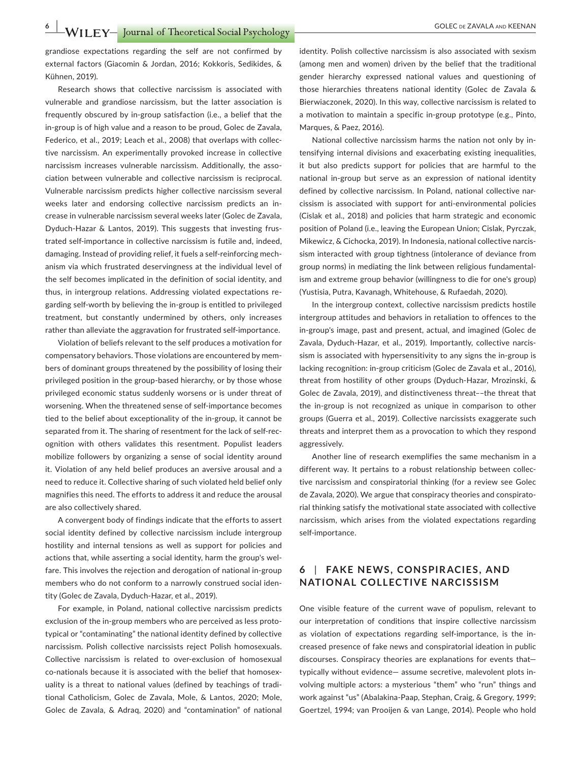grandiose expectations regarding the self are not confirmed by external factors (Giacomin & Jordan, 2016; Kokkoris, Sedikides, & Kühnen, 2019).

Research shows that collective narcissism is associated with vulnerable and grandiose narcissism, but the latter association is frequently obscured by in-group satisfaction (i.e., a belief that the in-group is of high value and a reason to be proud, Golec de Zavala, Federico, et al., 2019; Leach et al., 2008) that overlaps with collective narcissism. An experimentally provoked increase in collective narcissism increases vulnerable narcissism. Additionally, the association between vulnerable and collective narcissism is reciprocal. Vulnerable narcissism predicts higher collective narcissism several weeks later and endorsing collective narcissism predicts an increase in vulnerable narcissism several weeks later (Golec de Zavala, Dyduch-Hazar & Lantos, 2019). This suggests that investing frustrated self-importance in collective narcissism is futile and, indeed, damaging. Instead of providing relief, it fuels a self-reinforcing mechanism via which frustrated deservingness at the individual level of the self becomes implicated in the definition of social identity, and thus, in intergroup relations. Addressing violated expectations regarding self-worth by believing the in-group is entitled to privileged treatment, but constantly undermined by others, only increases rather than alleviate the aggravation for frustrated self-importance.

Violation of beliefs relevant to the self produces a motivation for compensatory behaviors. Those violations are encountered by members of dominant groups threatened by the possibility of losing their privileged position in the group-based hierarchy, or by those whose privileged economic status suddenly worsens or is under threat of worsening. When the threatened sense of self-importance becomes tied to the belief about exceptionality of the in-group, it cannot be separated from it. The sharing of resentment for the lack of self-recognition with others validates this resentment. Populist leaders mobilize followers by organizing a sense of social identity around it. Violation of any held belief produces an aversive arousal and a need to reduce it. Collective sharing of such violated held belief only magnifies this need. The efforts to address it and reduce the arousal are also collectively shared.

A convergent body of findings indicate that the efforts to assert social identity defined by collective narcissism include intergroup hostility and internal tensions as well as support for policies and actions that, while asserting a social identity, harm the group's welfare. This involves the rejection and derogation of national in-group members who do not conform to a narrowly construed social identity (Golec de Zavala, Dyduch-Hazar, et al., 2019).

For example, in Poland, national collective narcissism predicts exclusion of the in-group members who are perceived as less prototypical or "contaminating" the national identity defined by collective narcissism. Polish collective narcissists reject Polish homosexuals. Collective narcissism is related to over-exclusion of homosexual co-nationals because it is associated with the belief that homosexuality is a threat to national values (defined by teachings of traditional Catholicism, Golec de Zavala, Mole, & Lantos, 2020; Mole, Golec de Zavala, & Adraq, 2020) and "contamination" of national identity. Polish collective narcissism is also associated with sexism (among men and women) driven by the belief that the traditional gender hierarchy expressed national values and questioning of those hierarchies threatens national identity (Golec de Zavala & Bierwiaczonek, 2020). In this way, collective narcissism is related to a motivation to maintain a specific in-group prototype (e.g., Pinto, Marques, & Paez, 2016).

National collective narcissism harms the nation not only by intensifying internal divisions and exacerbating existing inequalities, it but also predicts support for policies that are harmful to the national in-group but serve as an expression of national identity defined by collective narcissism. In Poland, national collective narcissism is associated with support for anti-environmental policies (Cislak et al., 2018) and policies that harm strategic and economic position of Poland (i.e., leaving the European Union; Cislak, Pyrczak, Mikewicz, & Cichocka, 2019). In Indonesia, national collective narcissism interacted with group tightness (intolerance of deviance from group norms) in mediating the link between religious fundamentalism and extreme group behavior (willingness to die for one's group) (Yustisia, Putra, Kavanagh, Whitehouse, & Rufaedah, 2020).

In the intergroup context, collective narcissism predicts hostile intergroup attitudes and behaviors in retaliation to offences to the in-group's image, past and present, actual, and imagined (Golec de Zavala, Dyduch-Hazar, et al., 2019). Importantly, collective narcissism is associated with hypersensitivity to any signs the in-group is lacking recognition: in-group criticism (Golec de Zavala et al., 2016), threat from hostility of other groups (Dyduch-Hazar, Mrozinski, & Golec de Zavala, 2019), and distinctiveness threat––the threat that the in-group is not recognized as unique in comparison to other groups (Guerra et al., 2019). Collective narcissists exaggerate such threats and interpret them as a provocation to which they respond aggressively.

Another line of research exemplifies the same mechanism in a different way. It pertains to a robust relationship between collective narcissism and conspiratorial thinking (for a review see Golec de Zavala, 2020). We argue that conspiracy theories and conspiratorial thinking satisfy the motivational state associated with collective narcissism, which arises from the violated expectations regarding self-importance.

## 6 | FAKE NEWS, CONSPIRACIES, AND NATIONAL COLLECTIVE NARCISSISM

One visible feature of the current wave of populism, relevant to our interpretation of conditions that inspire collective narcissism as violation of expectations regarding self-importance, is the increased presence of fake news and conspiratorial ideation in public discourses. Conspiracy theories are explanations for events that—typically without evidence— assume secretive, malevolent plots involving multiple actors: a mysterious "them" who "run" things and work against "us" (Abalakina-Paap, Stephan, Craig, & Gregory, 1999; Goertzel, 1994; van Prooijen & van Lange, 2014). People who hold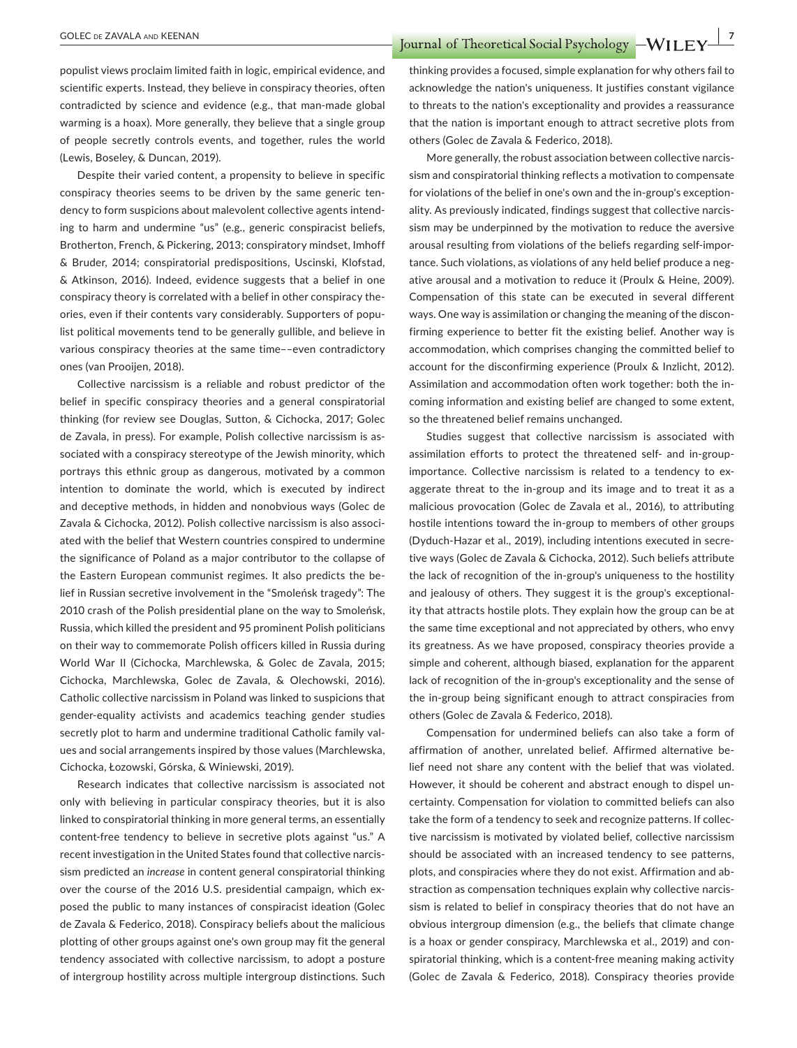populist views proclaim limited faith in logic, empirical evidence, and scientific experts. Instead, they believe in conspiracy theories, often contradicted by science and evidence (e.g., that man-made global warming is a hoax). More generally, they believe that a single group of people secretly controls events, and together, rules the world (Lewis, Boseley, & Duncan, 2019).

Despite their varied content, a propensity to believe in specific conspiracy theories seems to be driven by the same generic tendency to form suspicions about malevolent collective agents intending to harm and undermine "us" (e.g., generic conspiracist beliefs, Brotherton, French, & Pickering, 2013; conspiratory mindset, Imhoff & Bruder, 2014; conspiratorial predispositions, Uscinski, Klofstad, & Atkinson, 2016). Indeed, evidence suggests that a belief in one conspiracy theory is correlated with a belief in other conspiracy theories, even if their contents vary considerably. Supporters of populist political movements tend to be generally gullible, and believe in various conspiracy theories at the same time––even contradictory ones (van Prooijen, 2018).

Collective narcissism is a reliable and robust predictor of the belief in specific conspiracy theories and a general conspiratorial thinking (for review see Douglas, Sutton, & Cichocka, 2017; Golec de Zavala, in press). For example, Polish collective narcissism is associated with a conspiracy stereotype of the Jewish minority, which portrays this ethnic group as dangerous, motivated by a common intention to dominate the world, which is executed by indirect and deceptive methods, in hidden and nonobvious ways (Golec de Zavala & Cichocka, 2012). Polish collective narcissism is also associated with the belief that Western countries conspired to undermine the significance of Poland as a major contributor to the collapse of the Eastern European communist regimes. It also predicts the belief in Russian secretive involvement in the "Smoleńsk tragedy": The 2010 crash of the Polish presidential plane on the way to Smoleńsk, Russia, which killed the president and 95 prominent Polish politicians on their way to commemorate Polish officers killed in Russia during World War II (Cichocka, Marchlewska, & Golec de Zavala, 2015; Cichocka, Marchlewska, Golec de Zavala, & Olechowski, 2016). Catholic collective narcissism in Poland was linked to suspicions that gender-equality activists and academics teaching gender studies secretly plot to harm and undermine traditional Catholic family values and social arrangements inspired by those values (Marchlewska, Cichocka, Łozowski, Górska, & Winiewski, 2019).

Research indicates that collective narcissism is associated not only with believing in particular conspiracy theories, but it is also linked to conspiratorial thinking in more general terms, an essentially content-free tendency to believe in secretive plots against "us." A recent investigation in the United States found that collective narcissism predicted an *increase* in content general conspiratorial thinking over the course of the 2016 U.S. presidential campaign, which exposed the public to many instances of conspiracist ideation (Golec de Zavala & Federico, 2018). Conspiracy beliefs about the malicious plotting of other groups against one's own group may fit the general tendency associated with collective narcissism, to adopt a posture of intergroup hostility across multiple intergroup distinctions. Such thinking provides a focused, simple explanation for why others fail to acknowledge the nation's uniqueness. It justifies constant vigilance to threats to the nation's exceptionality and provides a reassurance that the nation is important enough to attract secretive plots from others (Golec de Zavala & Federico, 2018).

More generally, the robust association between collective narcissism and conspiratorial thinking reflects a motivation to compensate for violations of the belief in one's own and the in-group's exceptionality. As previously indicated, findings suggest that collective narcissism may be underpinned by the motivation to reduce the aversive arousal resulting from violations of the beliefs regarding self-importance. Such violations, as violations of any held belief produce a negative arousal and a motivation to reduce it (Proulx & Heine, 2009). Compensation of this state can be executed in several different ways. One way is assimilation or changing the meaning of the disconfirming experience to better fit the existing belief. Another way is accommodation, which comprises changing the committed belief to account for the disconfirming experience (Proulx & Inzlicht, 2012). Assimilation and accommodation often work together: both the incoming information and existing belief are changed to some extent, so the threatened belief remains unchanged.

Studies suggest that collective narcissism is associated with assimilation efforts to protect the threatened self- and in-group-importance. Collective narcissism is related to a tendency to exaggerate threat to the in-group and its image and to treat it as a malicious provocation (Golec de Zavala et al., 2016), to attributing hostile intentions toward the in-group to members of other groups (Dyduch-Hazar et al., 2019), including intentions executed in secretive ways (Golec de Zavala & Cichocka, 2012). Such beliefs attribute the lack of recognition of the in-group's uniqueness to the hostility and jealousy of others. They suggest it is the group's exceptionality that attracts hostile plots. They explain how the group can be at the same time exceptional and not appreciated by others, who envy its greatness. As we have proposed, conspiracy theories provide a simple and coherent, although biased, explanation for the apparent lack of recognition of the in-group's exceptionality and the sense of the in-group being significant enough to attract conspiracies from others (Golec de Zavala & Federico, 2018).

Compensation for undermined beliefs can also take a form of affirmation of another, unrelated belief. Affirmed alternative belief need not share any content with the belief that was violated. However, it should be coherent and abstract enough to dispel uncertainty. Compensation for violation to committed beliefs can also take the form of a tendency to seek and recognize patterns. If collective narcissism is motivated by violated belief, collective narcissism should be associated with an increased tendency to see patterns, plots, and conspiracies where they do not exist. Affirmation and abstraction as compensation techniques explain why collective narcissism is related to belief in conspiracy theories that do not have an obvious intergroup dimension (e.g., the beliefs that climate change is a hoax or gender conspiracy, Marchlewska et al., 2019) and conspiratorial thinking, which is a content-free meaning making activity (Golec de Zavala & Federico, 2018). Conspiracy theories provide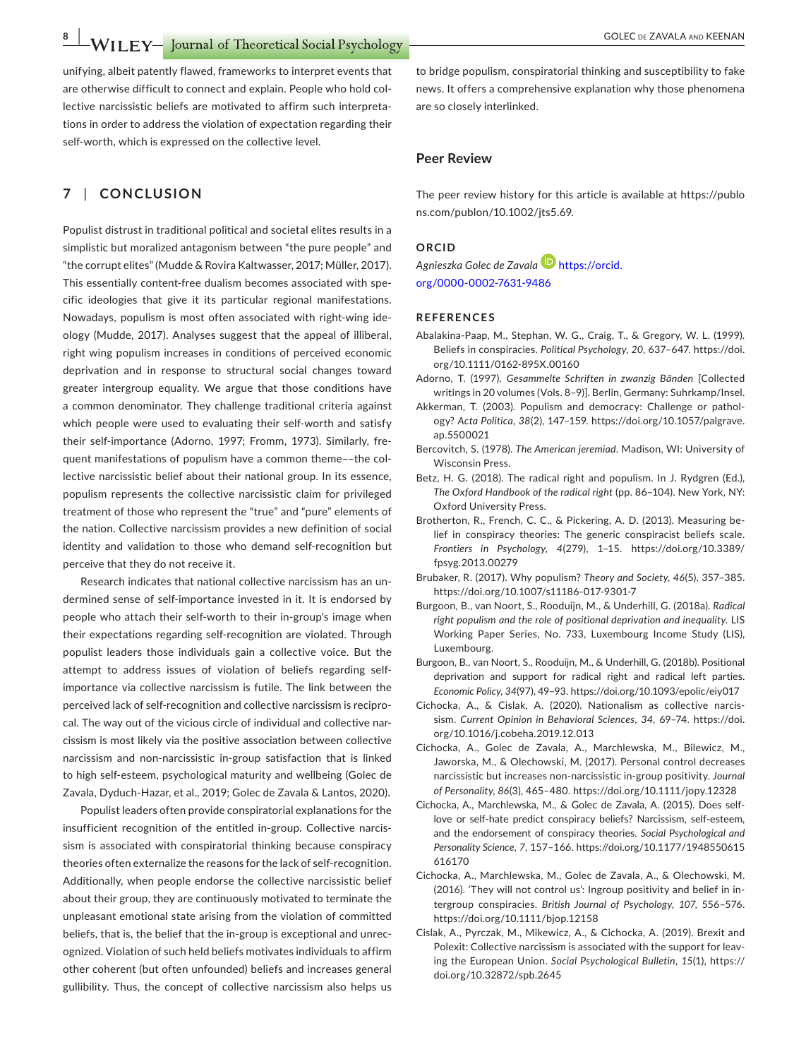unifying, albeit patently flawed, frameworks to interpret events that are otherwise difficult to connect and explain. People who hold collective narcissistic beliefs are motivated to affirm such interpretations in order to address the violation of expectation regarding their self-worth, which is expressed on the collective level.

## 7 | CONCLUSION

Populist distrust in traditional political and societal elites results in a simplistic but moralized antagonism between "the pure people" and "the corrupt elites" (Mudde & Rovira Kaltwasser, 2017; Müller, 2017). This essentially content-free dualism becomes associated with specific ideologies that give it its particular regional manifestations. Nowadays, populism is most often associated with right-wing ideology (Mudde, 2017). Analyses suggest that the appeal of illiberal, right wing populism increases in conditions of perceived economic deprivation and in response to structural social changes toward greater intergroup equality. We argue that those conditions have a common denominator. They challenge traditional criteria against which people were used to evaluating their self-worth and satisfy their self-importance (Adorno, 1997; Fromm, 1973). Similarly, frequent manifestations of populism have a common theme––the collective narcissistic belief about their national group. In its essence, populism represents the collective narcissistic claim for privileged treatment of those who represent the "true" and "pure" elements of the nation. Collective narcissism provides a new definition of social identity and validation to those who demand self-recognition but perceive that they do not receive it.

Research indicates that national collective narcissism has an undermined sense of self-importance invested in it. It is endorsed by people who attach their self-worth to their in-group's image when their expectations regarding self-recognition are violated. Through populist leaders those individuals gain a collective voice. But the attempt to address issues of violation of beliefs regarding self-importance via collective narcissism is futile. The link between the perceived lack of self-recognition and collective narcissism is reciprocal. The way out of the vicious circle of individual and collective narcissism is most likely via the positive association between collective narcissism and non-narcissistic in-group satisfaction that is linked to high self-esteem, psychological maturity and wellbeing (Golec de Zavala, Dyduch-Hazar, et al., 2019; Golec de Zavala & Lantos, 2020).

Populist leaders often provide conspiratorial explanations for the insufficient recognition of the entitled in-group. Collective narcissism is associated with conspiratorial thinking because conspiracy theories often externalize the reasons for the lack of self-recognition. Additionally, when people endorse the collective narcissistic belief about their group, they are continuously motivated to terminate the unpleasant emotional state arising from the violation of committed beliefs, that is, the belief that the in-group is exceptional and unrecognized. Violation of such held beliefs motivates individuals to affirm other coherent (but often unfounded) beliefs and increases general gullibility. Thus, the concept of collective narcissism also helps us to bridge populism, conspiratorial thinking and susceptibility to fake news. It offers a comprehensive explanation why those phenomena are so closely interlinked.

## Peer Review

The peer review history for this article is available at https://publons.com/publon/10.1002/jts5.69.

### ORCID

*Agnieszka Golec de Zavala* https://orcid.org/0000-0002-7631-9486

## REFERENCES

Abalakina-Paap, M., Stephan, W. G., Craig, T., & Gregory, W. L. (1999). Beliefs in conspiracies. *Political Psychology*, *20*, 637–647. https://doi.org/10.1111/0162-895X.00160

Adorno, T. (1997). *Gesammelte Schriften in zwanzig Bänden* [Collected writings in 20 volumes (Vols. 8–9)]. Berlin, Germany: Suhrkamp/Insel.

Akkerman, T. (2003). Populism and democracy: Challenge or pathology? *Acta Politica*, *38*(2), 147–159. https://doi.org/10.1057/palgrave.ap.5500021

Bercovitch, S. (1978). *The American jeremiad*. Madison, WI: University of Wisconsin Press.

Betz, H. G. (2018). The radical right and populism. In J. Rydgren (Ed.), *The Oxford Handbook of the radical right* (pp. 86–104). New York, NY: Oxford University Press.

Brotherton, R., French, C. C., & Pickering, A. D. (2013). Measuring belief in conspiracy theories: The generic conspiracist beliefs scale. *Frontiers in Psychology*, *4*(279), 1–15. https://doi.org/10.3389/fpsyg.2013.00279

Brubaker, R. (2017). Why populism? *Theory and Society*, *46*(5), 357–385. https://doi.org/10.1007/s11186-017-9301-7

Burgoon, B., van Noort, S., Rooduijn, M., & Underhill, G. (2018a). *Radical right populism and the role of positional deprivation and inequality*. LIS Working Paper Series, No. 733, Luxembourg Income Study (LIS), Luxembourg.

Burgoon, B., van Noort, S., Rooduijn, M., & Underhill, G. (2018b). Positional deprivation and support for radical right and radical left parties. *Economic Policy*, *34*(97), 49–93. https://doi.org/10.1093/epolic/eiy017

Cichocka, A., & Cislak, A. (2020). Nationalism as collective narcissism. *Current Opinion in Behavioral Sciences*, *34*, 69–74. https://doi.org/10.1016/j.cobeha.2019.12.013

Cichocka, A., Golec de Zavala, A., Marchlewska, M., Bilewicz, M., Jaworska, M., & Olechowski, M. (2017). Personal control decreases narcissistic but increases non-narcissistic in-group positivity. *Journal of Personality*, *86*(3), 465–480. https://doi.org/10.1111/jopy.12328

Cichocka, A., Marchlewska, M., & Golec de Zavala, A. (2015). Does self-love or self-hate predict conspiracy beliefs? Narcissism, self-esteem, and the endorsement of conspiracy theories. *Social Psychological and Personality Science*, *7*, 157–166. https://doi.org/10.1177/1948550615616170

Cichocka, A., Marchlewska, M., Golec de Zavala, A., & Olechowski, M. (2016). 'They will not control us': Ingroup positivity and belief in intergroup conspiracies. *British Journal of Psychology*, *107*, 556–576. https://doi.org/10.1111/bjop.12158

Cislak, A., Pyrczak, M., Mikewicz, A., & Cichocka, A. (2019). Brexit and Polexit: Collective narcissism is associated with the support for leaving the European Union. *Social Psychological Bulletin*, *15*(1), https://doi.org/10.32872/spb.2645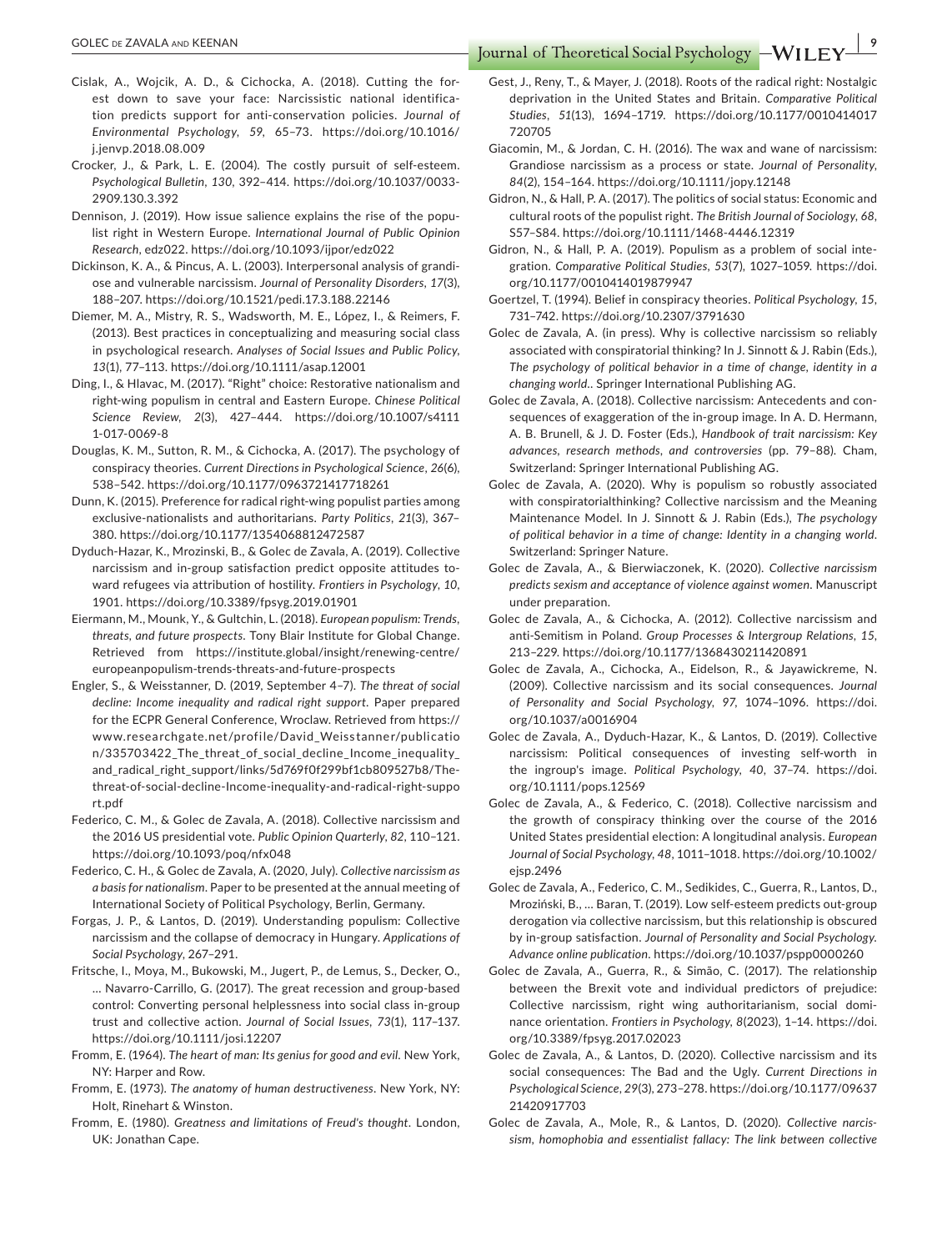Cislak, A., Wojcik, A. D., & Cichocka, A. (2018). Cutting the forest down to save your face: Narcissistic national identification predicts support for anti-conservation policies. *Journal of Environmental Psychology*, *59*, 65–73. https://doi.org/10.1016/j.jenvp.2018.08.009

Crocker, J., & Park, L. E. (2004). The costly pursuit of self-esteem. *Psychological Bulletin*, *130*, 392–414. https://doi.org/10.1037/0033-2909.130.3.392

Dennison, J. (2019). How issue salience explains the rise of the populist right in Western Europe. *International Journal of Public Opinion Research*, edz022. https://doi.org/10.1093/ijpor/edz022

Dickinson, K. A., & Pincus, A. L. (2003). Interpersonal analysis of grandiose and vulnerable narcissism. *Journal of Personality Disorders*, *17*(3), 188–207. https://doi.org/10.1521/pedi.17.3.188.22146

Diemer, M. A., Mistry, R. S., Wadsworth, M. E., López, I., & Reimers, F. (2013). Best practices in conceptualizing and measuring social class in psychological research. *Analyses of Social Issues and Public Policy*, *13*(1), 77–113. https://doi.org/10.1111/asap.12001

Ding, I., & Hlavac, M. (2017). "Right" choice: Restorative nationalism and right-wing populism in central and Eastern Europe. *Chinese Political Science Review*, *2*(3), 427–444. https://doi.org/10.1007/s41111-017-0069-8

Douglas, K. M., Sutton, R. M., & Cichocka, A. (2017). The psychology of conspiracy theories. *Current Directions in Psychological Science*, *26*(6), 538–542. https://doi.org/10.1177/0963721417718261

Dunn, K. (2015). Preference for radical right-wing populist parties among exclusive-nationalists and authoritarians. *Party Politics*, *21*(3), 367–380. https://doi.org/10.1177/1354068812472587

Dyduch-Hazar, K., Mrozinski, B., & Golec de Zavala, A. (2019). Collective narcissism and in-group satisfaction predict opposite attitudes toward refugees via attribution of hostility. *Frontiers in Psychology*, *10*, 1901. https://doi.org/10.3389/fpsyg.2019.01901

Eiermann, M., Mounk, Y., & Gultchin, L. (2018). *European populism: Trends, threats, and future prospects*. Tony Blair Institute for Global Change. Retrieved from https://institute.global/insight/renewing-centre/europeanpopulism-trends-threats-and-future-prospects

Engler, S., & Weisstanner, D. (2019, September 4–7). *The threat of social decline: Income inequality and radical right support*. Paper prepared for the ECPR General Conference, Wroclaw. Retrieved from https://www.researchgate.net/profile/David_Weisstanner/publication/335703422_The_threat_of_social_decline_Income_inequality_and_radical_right_support/links/5d769f0f299bf1cb809527b8/The-threat-of-social-decline-Income-inequality-and-radical-right-support.pdf

Federico, C. M., & Golec de Zavala, A. (2018). Collective narcissism and the 2016 US presidential vote. *Public Opinion Quarterly*, *82*, 110–121. https://doi.org/10.1093/poq/nfx048

Federico, C. H., & Golec de Zavala, A. (2020, July). *Collective narcissism as a basis for nationalism*. Paper to be presented at the annual meeting of International Society of Political Psychology, Berlin, Germany.

Forgas, J. P., & Lantos, D. (2019). Understanding populism: Collective narcissism and the collapse of democracy in Hungary. *Applications of Social Psychology*, 267–291.

Fritsche, I., Moya, M., Bukowski, M., Jugert, P., de Lemus, S., Decker, O., … Navarro-Carrillo, G. (2017). The great recession and group-based control: Converting personal helplessness into social class in-group trust and collective action. *Journal of Social Issues*, *73*(1), 117–137. https://doi.org/10.1111/josi.12207

Fromm, E. (1964). *The heart of man: Its genius for good and evil*. New York, NY: Harper and Row.

Fromm, E. (1973). *The anatomy of human destructiveness*. New York, NY: Holt, Rinehart & Winston.

Fromm, E. (1980). *Greatness and limitations of Freud's thought*. London, UK: Jonathan Cape.

Gest, J., Reny, T., & Mayer, J. (2018). Roots of the radical right: Nostalgic deprivation in the United States and Britain. *Comparative Political Studies*, *51*(13), 1694–1719. https://doi.org/10.1177/0010414017720705

Giacomin, M., & Jordan, C. H. (2016). The wax and wane of narcissism: Grandiose narcissism as a process or state. *Journal of Personality*, *84*(2), 154–164. https://doi.org/10.1111/jopy.12148

Gidron, N., & Hall, P. A. (2017). The politics of social status: Economic and cultural roots of the populist right. *The British Journal of Sociology*, *68*, S57–S84. https://doi.org/10.1111/1468-4446.12319

Gidron, N., & Hall, P. A. (2019). Populism as a problem of social integration. *Comparative Political Studies*, *53*(7), 1027–1059. https://doi.org/10.1177/0010414019879947

Goertzel, T. (1994). Belief in conspiracy theories. *Political Psychology*, *15*, 731–742. https://doi.org/10.2307/3791630

Golec de Zavala, A. (in press). Why is collective narcissism so reliably associated with conspiratorial thinking? In J. Sinnott & J. Rabin (Eds.), *The psychology of political behavior in a time of change, identity in a changing world.*. Springer International Publishing AG.

Golec de Zavala, A. (2018). Collective narcissism: Antecedents and consequences of exaggeration of the in-group image. In A. D. Hermann, A. B. Brunell, & J. D. Foster (Eds.), *Handbook of trait narcissism: Key advances, research methods, and controversies* (pp. 79–88). Cham, Switzerland: Springer International Publishing AG.

Golec de Zavala, A. (2020). Why is populism so robustly associated with conspiratorialthinking? Collective narcissism and the Meaning Maintenance Model. In J. Sinnott & J. Rabin (Eds.), *The psychology of political behavior in a time of change: Identity in a changing world*. Switzerland: Springer Nature.

Golec de Zavala, A., & Bierwiaczonek, K. (2020). *Collective narcissism predicts sexism and acceptance of violence against women*. Manuscript under preparation.

Golec de Zavala, A., & Cichocka, A. (2012). Collective narcissism and anti-Semitism in Poland. *Group Processes & Intergroup Relations*, *15*, 213–229. https://doi.org/10.1177/1368430211420891

Golec de Zavala, A., Cichocka, A., Eidelson, R., & Jayawickreme, N. (2009). Collective narcissism and its social consequences. *Journal of Personality and Social Psychology*, *97*, 1074–1096. https://doi.org/10.1037/a0016904

Golec de Zavala, A., Dyduch-Hazar, K., & Lantos, D. (2019). Collective narcissism: Political consequences of investing self-worth in the ingroup's image. *Political Psychology*, *40*, 37–74. https://doi.org/10.1111/pops.12569

Golec de Zavala, A., & Federico, C. (2018). Collective narcissism and the growth of conspiracy thinking over the course of the 2016 United States presidential election: A longitudinal analysis. *European Journal of Social Psychology*, *48*, 1011–1018. https://doi.org/10.1002/ejsp.2496

Golec de Zavala, A., Federico, C. M., Sedikides, C., Guerra, R., Lantos, D., Mroziński, B., … Baran, T. (2019). Low self-esteem predicts out-group derogation via collective narcissism, but this relationship is obscured by in-group satisfaction. *Journal of Personality and Social Psychology. Advance online publication*. https://doi.org/10.1037/pspp0000260

Golec de Zavala, A., Guerra, R., & Simão, C. (2017). The relationship between the Brexit vote and individual predictors of prejudice: Collective narcissism, right wing authoritarianism, social dominance orientation. *Frontiers in Psychology*, *8*(2023), 1–14. https://doi.org/10.3389/fpsyg.2017.02023

Golec de Zavala, A., & Lantos, D. (2020). Collective narcissism and its social consequences: The Bad and the Ugly. *Current Directions in Psychological Science*, *29*(3), 273–278. https://doi.org/10.1177/0963721420917703

Golec de Zavala, A., Mole, R., & Lantos, D. (2020). *Collective narcissism, homophobia and essentialist fallacy: The link between collective*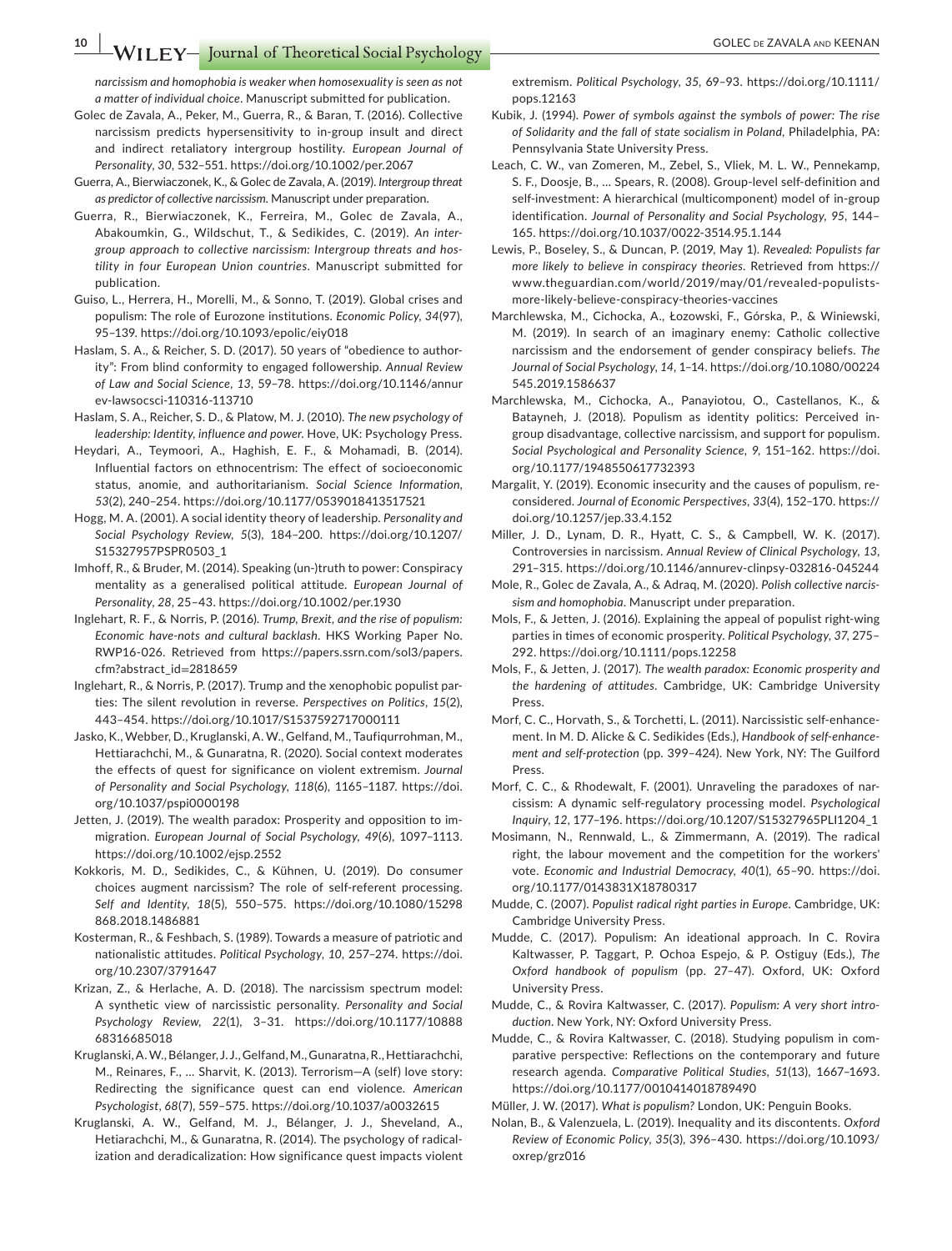*narcissism and homophobia is weaker when homosexuality is seen as not a matter of individual choice*. Manuscript submitted for publication.

Golec de Zavala, A., Peker, M., Guerra, R., & Baran, T. (2016). Collective narcissism predicts hypersensitivity to in-group insult and direct and indirect retaliatory intergroup hostility. *European Journal of Personality*, *30*, 532–551. https://doi.org/10.1002/per.2067

Guerra, A., Bierwiaczonek, K., & Golec de Zavala, A. (2019). *Intergroup threat as predictor of collective narcissism*. Manuscript under preparation.

Guerra, R., Bierwiaczonek, K., Ferreira, M., Golec de Zavala, A., Abakoumkin, G., Wildschut, T., & Sedikides, C. (2019). *An intergroup approach to collective narcissism: Intergroup threats and hostility in four European Union countries*. Manuscript submitted for publication.

Guiso, L., Herrera, H., Morelli, M., & Sonno, T. (2019). Global crises and populism: The role of Eurozone institutions. *Economic Policy*, *34*(97), 95–139. https://doi.org/10.1093/epolic/eiy018

Haslam, S. A., & Reicher, S. D. (2017). 50 years of "obedience to authority": From blind conformity to engaged followership. *Annual Review of Law and Social Science*, *13*, 59–78. https://doi.org/10.1146/annurev-lawsocsci-110316-113710

Haslam, S. A., Reicher, S. D., & Platow, M. J. (2010). *The new psychology of leadership: Identity, influence and power*. Hove, UK: Psychology Press.

Heydari, A., Teymoori, A., Haghish, E. F., & Mohamadi, B. (2014). Influential factors on ethnocentrism: The effect of socioeconomic status, anomie, and authoritarianism. *Social Science Information*, *53*(2), 240–254. https://doi.org/10.1177/0539018413517521

Hogg, M. A. (2001). A social identity theory of leadership. *Personality and Social Psychology Review*, *5*(3), 184–200. https://doi.org/10.1207/S15327957PSPR0503_1

Imhoff, R., & Bruder, M. (2014). Speaking (un-)truth to power: Conspiracy mentality as a generalised political attitude. *European Journal of Personality*, *28*, 25–43. https://doi.org/10.1002/per.1930

Inglehart, R. F., & Norris, P. (2016). *Trump, Brexit, and the rise of populism: Economic have-nots and cultural backlash*. HKS Working Paper No. RWP16-026. Retrieved from https://papers.ssrn.com/sol3/papers.cfm?abstract_id=2818659

Inglehart, R., & Norris, P. (2017). Trump and the xenophobic populist parties: The silent revolution in reverse. *Perspectives on Politics*, *15*(2), 443–454. https://doi.org/10.1017/S1537592717000111

Jasko, K., Webber, D., Kruglanski, A. W., Gelfand, M., Taufiqurrohman, M., Hettiarachchi, M., & Gunaratna, R. (2020). Social context moderates the effects of quest for significance on violent extremism. *Journal of Personality and Social Psychology*, *118*(6), 1165–1187. https://doi.org/10.1037/pspi0000198

Jetten, J. (2019). The wealth paradox: Prosperity and opposition to immigration. *European Journal of Social Psychology*, *49*(6), 1097–1113. https://doi.org/10.1002/ejsp.2552

Kokkoris, M. D., Sedikides, C., & Kühnen, U. (2019). Do consumer choices augment narcissism? The role of self-referent processing. *Self and Identity*, *18*(5), 550–575. https://doi.org/10.1080/15298868.2018.1486881

Kosterman, R., & Feshbach, S. (1989). Towards a measure of patriotic and nationalistic attitudes. *Political Psychology*, *10*, 257–274. https://doi.org/10.2307/3791647

Krizan, Z., & Herlache, A. D. (2018). The narcissism spectrum model: A synthetic view of narcissistic personality. *Personality and Social Psychology Review*, *22*(1), 3–31. https://doi.org/10.1177/1088868316685018

Kruglanski, A. W., Bélanger, J. J., Gelfand, M., Gunaratna, R., Hettiarachchi, M., Reinares, F., … Sharvit, K. (2013). Terrorism—A (self) love story: Redirecting the significance quest can end violence. *American Psychologist*, *68*(7), 559–575. https://doi.org/10.1037/a0032615

Kruglanski, A. W., Gelfand, M. J., Bélanger, J. J., Sheveland, A., Hetiarachchi, M., & Gunaratna, R. (2014). The psychology of radicalization and deradicalization: How significance quest impacts violent extremism. *Political Psychology*, *35*, 69–93. https://doi.org/10.1111/pops.12163

Kubik, J. (1994). *Power of symbols against the symbols of power: The rise of Solidarity and the fall of state socialism in Poland*, Philadelphia, PA: Pennsylvania State University Press.

Leach, C. W., van Zomeren, M., Zebel, S., Vliek, M. L. W., Pennekamp, S. F., Doosje, B., … Spears, R. (2008). Group-level self-definition and self-investment: A hierarchical (multicomponent) model of in-group identification. *Journal of Personality and Social Psychology*, *95*, 144–165. https://doi.org/10.1037/0022-3514.95.1.144

Lewis, P., Boseley, S., & Duncan, P. (2019, May 1). *Revealed: Populists far more likely to believe in conspiracy theories*. Retrieved from https://www.theguardian.com/world/2019/may/01/revealed-populists-more-likely-believe-conspiracy-theories-vaccines

Marchlewska, M., Cichocka, A., Łozowski, F., Górska, P., & Winiewski, M. (2019). In search of an imaginary enemy: Catholic collective narcissism and the endorsement of gender conspiracy beliefs. *The Journal of Social Psychology*, *14*, 1–14. https://doi.org/10.1080/00224545.2019.1586637

Marchlewska, M., Cichocka, A., Panayiotou, O., Castellanos, K., & Batayneh, J. (2018). Populism as identity politics: Perceived in-group disadvantage, collective narcissism, and support for populism. *Social Psychological and Personality Science*, *9*, 151–162. https://doi.org/10.1177/1948550617732393

Margalit, Y. (2019). Economic insecurity and the causes of populism, reconsidered. *Journal of Economic Perspectives*, *33*(4), 152–170. https://doi.org/10.1257/jep.33.4.152

Miller, J. D., Lynam, D. R., Hyatt, C. S., & Campbell, W. K. (2017). Controversies in narcissism. *Annual Review of Clinical Psychology*, *13*, 291–315. https://doi.org/10.1146/annurev-clinpsy-032816-045244

Mole, R., Golec de Zavala, A., & Adraq, M. (2020). *Polish collective narcissism and homophobia*. Manuscript under preparation.

Mols, F., & Jetten, J. (2016). Explaining the appeal of populist right-wing parties in times of economic prosperity. *Political Psychology*, *37*, 275–292. https://doi.org/10.1111/pops.12258

Mols, F., & Jetten, J. (2017). *The wealth paradox: Economic prosperity and the hardening of attitudes*. Cambridge, UK: Cambridge University Press.

Morf, C. C., Horvath, S., & Torchetti, L. (2011). Narcissistic self-enhancement. In M. D. Alicke & C. Sedikides (Eds.), *Handbook of self-enhancement and self-protection* (pp. 399–424). New York, NY: The Guilford Press.

Morf, C. C., & Rhodewalt, F. (2001). Unraveling the paradoxes of narcissism: A dynamic self-regulatory processing model. *Psychological Inquiry*, *12*, 177–196. https://doi.org/10.1207/S15327965PLI1204_1

Mosimann, N., Rennwald, L., & Zimmermann, A. (2019). The radical right, the labour movement and the competition for the workers' vote. *Economic and Industrial Democracy*, *40*(1), 65–90. https://doi.org/10.1177/0143831X18780317

Mudde, C. (2007). *Populist radical right parties in Europe*. Cambridge, UK: Cambridge University Press.

Mudde, C. (2017). Populism: An ideational approach. In C. Rovira Kaltwasser, P. Taggart, P. Ochoa Espejo, & P. Ostiguy (Eds.), *The Oxford handbook of populism* (pp. 27–47). Oxford, UK: Oxford University Press.

Mudde, C., & Rovira Kaltwasser, C. (2017). *Populism: A very short introduction*. New York, NY: Oxford University Press.

Mudde, C., & Rovira Kaltwasser, C. (2018). Studying populism in comparative perspective: Reflections on the contemporary and future research agenda. *Comparative Political Studies*, *51*(13), 1667–1693. https://doi.org/10.1177/0010414018789490

Müller, J. W. (2017). *What is populism?* London, UK: Penguin Books.

Nolan, B., & Valenzuela, L. (2019). Inequality and its discontents. *Oxford Review of Economic Policy*, *35*(3), 396–430. https://doi.org/10.1093/oxrep/grz016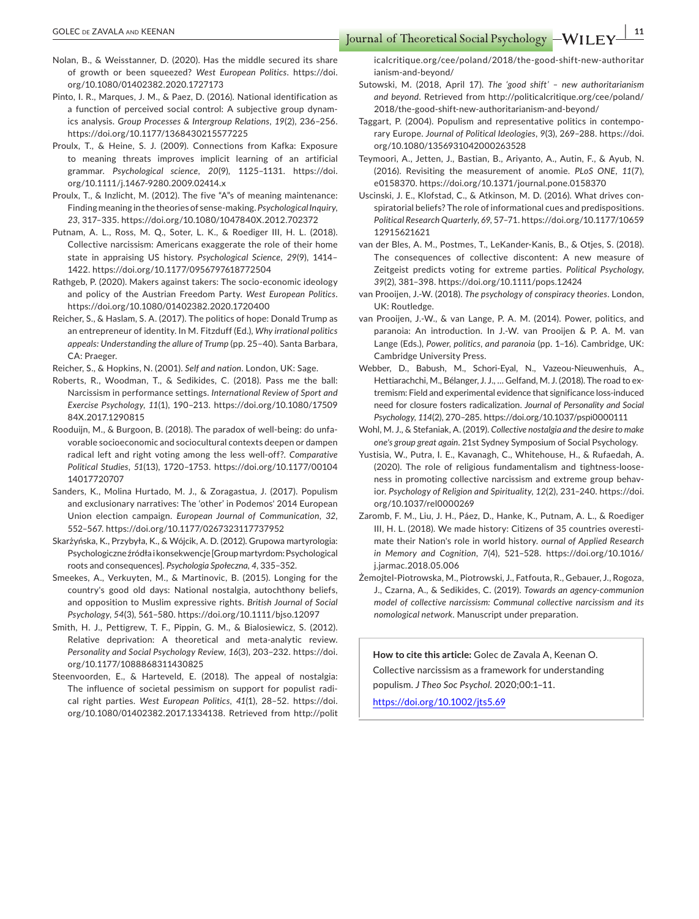Nolan, B., & Weisstanner, D. (2020). Has the middle secured its share of growth or been squeezed? *West European Politics*. https://doi.org/10.1080/01402382.2020.1727173

Pinto, I. R., Marques, J. M., & Paez, D. (2016). National identification as a function of perceived social control: A subjective group dynamics analysis. *Group Processes & Intergroup Relations*, *19*(2), 236–256. https://doi.org/10.1177/1368430215577225

Proulx, T., & Heine, S. J. (2009). Connections from Kafka: Exposure to meaning threats improves implicit learning of an artificial grammar. *Psychological science*, *20*(9), 1125–1131. https://doi.org/10.1111/j.1467-9280.2009.02414.x

Proulx, T., & Inzlicht, M. (2012). The five "A"s of meaning maintenance: Finding meaning in the theories of sense-making. *Psychological Inquiry*, *23*, 317–335. https://doi.org/10.1080/1047840X.2012.702372

Putnam, A. L., Ross, M. Q., Soter, L. K., & Roediger III, H. L. (2018). Collective narcissism: Americans exaggerate the role of their home state in appraising US history. *Psychological Science*, *29*(9), 1414–1422. https://doi.org/10.1177/0956797618772504

Rathgeb, P. (2020). Makers against takers: The socio-economic ideology and policy of the Austrian Freedom Party. *West European Politics*. https://doi.org/10.1080/01402382.2020.1720400

Reicher, S., & Haslam, S. A. (2017). The politics of hope: Donald Trump as an entrepreneur of identity. In M. Fitzduff (Ed.), *Why irrational politics appeals: Understanding the allure of Trump* (pp. 25–40). Santa Barbara, CA: Praeger.

Reicher, S., & Hopkins, N. (2001). *Self and nation*. London, UK: Sage.

Roberts, R., Woodman, T., & Sedikides, C. (2018). Pass me the ball: Narcissism in performance settings. *International Review of Sport and Exercise Psychology*, *11*(1), 190–213. https://doi.org/10.1080/1750984X.2017.1290815

Rooduijn, M., & Burgoon, B. (2018). The paradox of well-being: do unfavorable socioeconomic and sociocultural contexts deepen or dampen radical left and right voting among the less well-off?. *Comparative Political Studies*, *51*(13), 1720–1753. https://doi.org/10.1177/0010414017720707

Sanders, K., Molina Hurtado, M. J., & Zoragastua, J. (2017). Populism and exclusionary narratives: The 'other' in Podemos' 2014 European Union election campaign. *European Journal of Communication*, *32*, 552–567. https://doi.org/10.1177/0267323117737952

Skarżyńska, K., Przybyła, K., & Wójcik, A. D. (2012). Grupowa martyrologia: Psychologiczne źródła i konsekwencje [Group martyrdom: Psychological roots and consequences]. *Psychologia Społeczna*, *4*, 335–352.

Smeekes, A., Verkuyten, M., & Martinovic, B. (2015). Longing for the country's good old days: National nostalgia, autochthony beliefs, and opposition to Muslim expressive rights. *British Journal of Social Psychology*, *54*(3), 561–580. https://doi.org/10.1111/bjso.12097

Smith, H. J., Pettigrew, T. F., Pippin, G. M., & Bialosiewicz, S. (2012). Relative deprivation: A theoretical and meta-analytic review. *Personality and Social Psychology Review*, *16*(3), 203–232. https://doi.org/10.1177/1088868311430825

Steenvoorden, E., & Harteveld, E. (2018). The appeal of nostalgia: The influence of societal pessimism on support for populist radical right parties. *West European Politics*, *41*(1), 28–52. https://doi.org/10.1080/01402382.2017.1334138. Retrieved from http://politicalcritique.org/cee/poland/2018/the-good-shift-new-authoritarianism-and-beyond/

Sutowski, M. (2018, April 17). *The 'good shift' – new authoritarianism and beyond*. Retrieved from http://politicalcritique.org/cee/poland/2018/the-good-shift-new-authoritarianism-and-beyond/

Taggart, P. (2004). Populism and representative politics in contemporary Europe. *Journal of Political Ideologies*, *9*(3), 269–288. https://doi.org/10.1080/1356931042000263528

Teymoori, A., Jetten, J., Bastian, B., Ariyanto, A., Autin, F., & Ayub, N. (2016). Revisiting the measurement of anomie. *PLoS ONE*, *11*(7), e0158370. https://doi.org/10.1371/journal.pone.0158370

Uscinski, J. E., Klofstad, C., & Atkinson, M. D. (2016). What drives conspiratorial beliefs? The role of informational cues and predispositions. *Political Research Quarterly*, *69*, 57–71. https://doi.org/10.1177/1065912915621621

van der Bles, A. M., Postmes, T., LeKander-Kanis, B., & Otjes, S. (2018). The consequences of collective discontent: A new measure of Zeitgeist predicts voting for extreme parties. *Political Psychology*, *39*(2), 381–398. https://doi.org/10.1111/pops.12424

van Prooijen, J.-W. (2018). *The psychology of conspiracy theories*. London, UK: Routledge.

van Prooijen, J.-W., & van Lange, P. A. M. (2014). Power, politics, and paranoia: An introduction. In J.-W. van Prooijen & P. A. M. van Lange (Eds.), *Power, politics, and paranoia* (pp. 1–16). Cambridge, UK: Cambridge University Press.

Webber, D., Babush, M., Schori-Eyal, N., Vazeou-Nieuwenhuis, A., Hettiarachchi, M., Bélanger, J. J., … Gelfand, M. J. (2018). The road to extremism: Field and experimental evidence that significance loss-induced need for closure fosters radicalization. *Journal of Personality and Social Psychology*, *114*(2), 270–285. https://doi.org/10.1037/pspi0000111

Wohl, M. J., & Stefaniak, A. (2019). *Collective nostalgia and the desire to make one's group great again*. 21st Sydney Symposium of Social Psychology.

Yustisia, W., Putra, I. E., Kavanagh, C., Whitehouse, H., & Rufaedah, A. (2020). The role of religious fundamentalism and tightness-looseness in promoting collective narcissism and extreme group behavior. *Psychology of Religion and Spirituality*, *12*(2), 231–240. https://doi.org/10.1037/rel0000269

Zaromb, F. M., Liu, J. H., Páez, D., Hanke, K., Putnam, A. L., & Roediger III, H. L. (2018). We made history: Citizens of 35 countries overestimate their Nation's role in world history. *ournal of Applied Research in Memory and Cognition*, *7*(4), 521–528. https://doi.org/10.1016/j.jarmac.2018.05.006

Żemojtel-Piotrowska, M., Piotrowski, J., Fatfouta, R., Gebauer, J., Rogoza, J., Czarna, A., & Sedikides, C. (2019). *Towards an agency-communion model of collective narcissism: Communal collective narcissism and its nomological network*. Manuscript under preparation.

**How to cite this article:** Golec de Zavala A, Keenan O. Collective narcissism as a framework for understanding populism. *J Theo Soc Psychol*. 2020;00:1–11. https://doi.org/10.1002/jts5.69